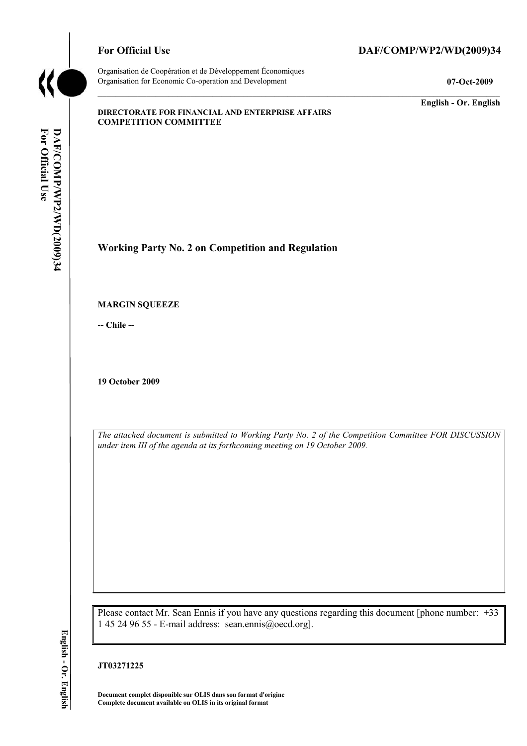**For Official Use** **DAF/COMP/WP2/WD(2009)34**

Organisation de Coopération et de Développement Économiques
Organisation for Economic Co-operation and Development **07-Oct-2009**

**English - Or. English**

**DIRECTORATE FOR FINANCIAL AND ENTERPRISE AFFAIRS**
**COMPETITION COMMITTEE**

# Working Party No. 2 on Competition and Regulation

**MARGIN SQUEEZE**

**-- Chile --**

**19 October 2009**

*The attached document is submitted to Working Party No. 2 of the Competition Committee FOR DISCUSSION under item III of the agenda at its forthcoming meeting on 19 October 2009.*

Please contact Mr. Sean Ennis if you have any questions regarding this document [phone number: +33 1 45 24 96 55 - E-mail address: sean.ennis@oecd.org].

**JT03271225**

**Document complet disponible sur OLIS dans son format d'origine**
**Complete document available on OLIS in its original format**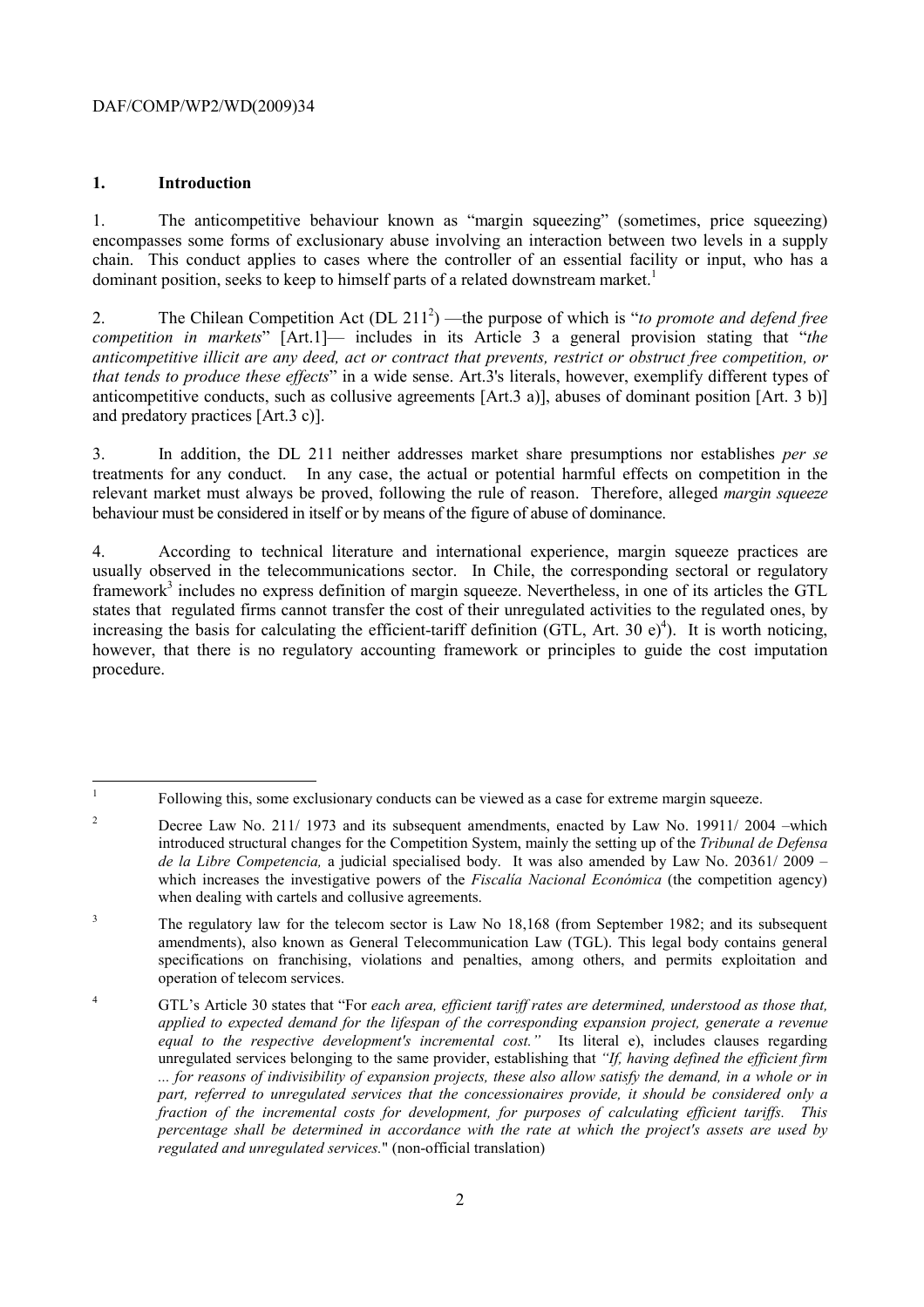## 1. Introduction

1. The anticompetitive behaviour known as "margin squeezing" (sometimes, price squeezing) encompasses some forms of exclusionary abuse involving an interaction between two levels in a supply chain. This conduct applies to cases where the controller of an essential facility or input, who has a dominant position, seeks to keep to himself parts of a related downstream market.[1]

2. The Chilean Competition Act (DL 211[2]) —the purpose of which is "*to promote and defend free competition in markets*" [Art.1]— includes in its Article 3 a general provision stating that "*the anticompetitive illicit are any deed, act or contract that prevents, restrict or obstruct free competition, or that tends to produce these effects*" in a wide sense. Art.3's literals, however, exemplify different types of anticompetitive conducts, such as collusive agreements [Art.3 a)], abuses of dominant position [Art. 3 b)] and predatory practices [Art.3 c)].

3. In addition, the DL 211 neither addresses market share presumptions nor establishes *per se* treatments for any conduct. In any case, the actual or potential harmful effects on competition in the relevant market must always be proved, following the rule of reason. Therefore, alleged *margin squeeze* behaviour must be considered in itself or by means of the figure of abuse of dominance.

4. According to technical literature and international experience, margin squeeze practices are usually observed in the telecommunications sector. In Chile, the corresponding sectoral or regulatory framework[3] includes no express definition of margin squeeze. Nevertheless, in one of its articles the GTL states that regulated firms cannot transfer the cost of their unregulated activities to the regulated ones, by increasing the basis for calculating the efficient-tariff definition (GTL, Art. 30 e)[4]). It is worth noticing, however, that there is no regulatory accounting framework or principles to guide the cost imputation procedure.

---

[1] Following this, some exclusionary conducts can be viewed as a case for extreme margin squeeze.

[2] Decree Law No. 211/ 1973 and its subsequent amendments, enacted by Law No. 19911/ 2004 –which introduced structural changes for the Competition System, mainly the setting up of the *Tribunal de Defensa de la Libre Competencia,* a judicial specialised body. It was also amended by Law No. 20361/ 2009 – which increases the investigative powers of the *Fiscalía Nacional Económica* (the competition agency) when dealing with cartels and collusive agreements.

[3] The regulatory law for the telecom sector is Law No 18,168 (from September 1982; and its subsequent amendments), also known as General Telecommunication Law (TGL). This legal body contains general specifications on franchising, violations and penalties, among others, and permits exploitation and operation of telecom services.

[4] GTL's Article 30 states that "For *each area, efficient tariff rates are determined, understood as those that, applied to expected demand for the lifespan of the corresponding expansion project, generate a revenue equal to the respective development's incremental cost."* Its literal e), includes clauses regarding unregulated services belonging to the same provider, establishing that *"If, having defined the efficient firm ... for reasons of indivisibility of expansion projects, these also allow satisfy the demand, in a whole or in part, referred to unregulated services that the concessionaires provide, it should be considered only a fraction of the incremental costs for development, for purposes of calculating efficient tariffs. This percentage shall be determined in accordance with the rate at which the project's assets are used by regulated and unregulated services.*" (non-official translation)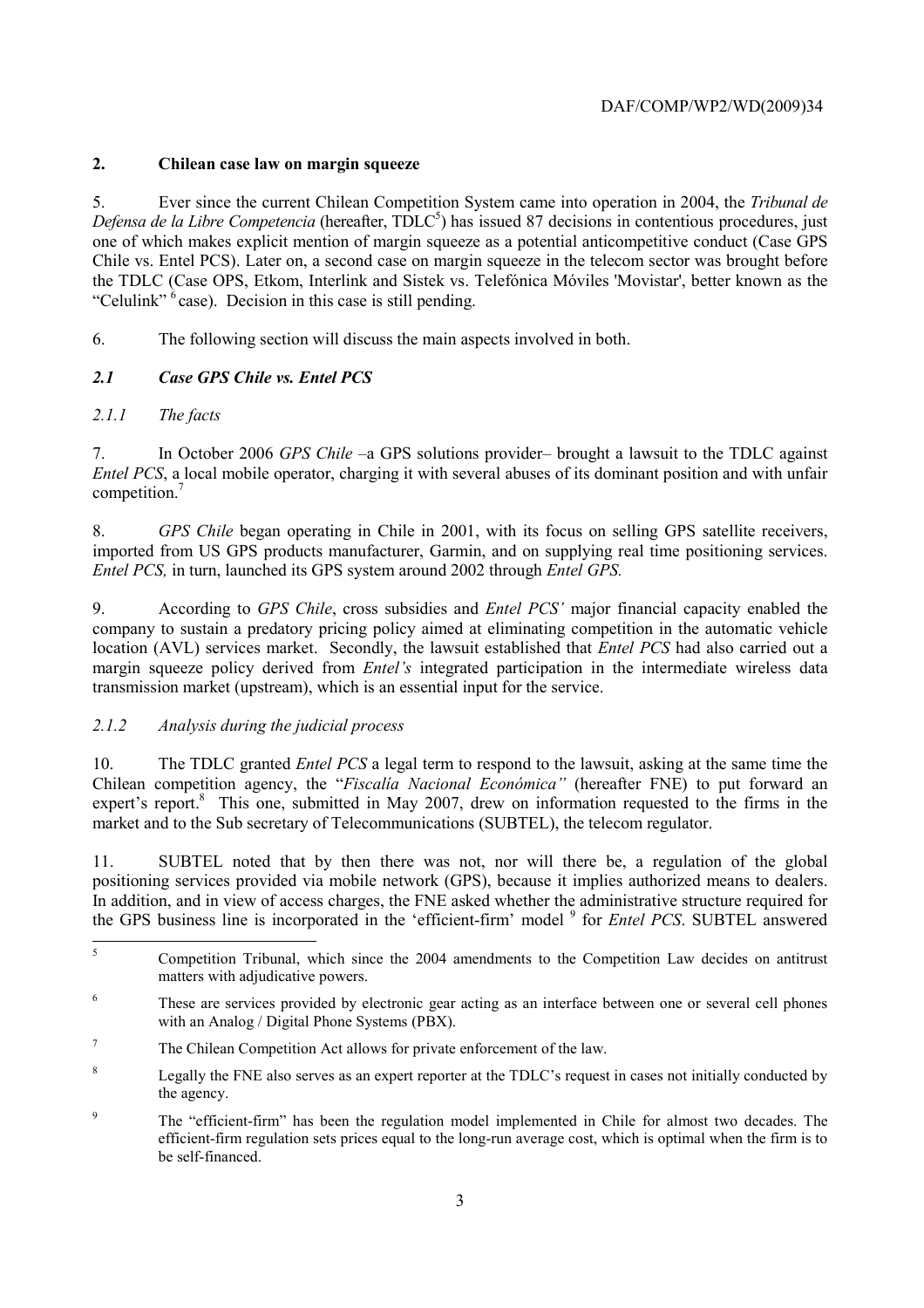## 2. Chilean case law on margin squeeze

5. Ever since the current Chilean Competition System came into operation in 2004, the *Tribunal de Defensa de la Libre Competencia* (hereafter, TDLC[5]) has issued 87 decisions in contentious procedures, just one of which makes explicit mention of margin squeeze as a potential anticompetitive conduct (Case GPS Chile vs. Entel PCS). Later on, a second case on margin squeeze in the telecom sector was brought before the TDLC (Case OPS, Etkom, Interlink and Sistek vs. Telefónica Móviles 'Movistar', better known as the "Celulink" [6] case). Decision in this case is still pending.

6. The following section will discuss the main aspects involved in both.

### *2.1 Case GPS Chile vs. Entel PCS*

#### *2.1.1 The facts*

7. In October 2006 *GPS Chile* –a GPS solutions provider– brought a lawsuit to the TDLC against *Entel PCS*, a local mobile operator, charging it with several abuses of its dominant position and with unfair competition.[7]

8. *GPS Chile* began operating in Chile in 2001, with its focus on selling GPS satellite receivers, imported from US GPS products manufacturer, Garmin, and on supplying real time positioning services. *Entel PCS,* in turn, launched its GPS system around 2002 through *Entel GPS.*

9. According to *GPS Chile*, cross subsidies and *Entel PCS'* major financial capacity enabled the company to sustain a predatory pricing policy aimed at eliminating competition in the automatic vehicle location (AVL) services market. Secondly, the lawsuit established that *Entel PCS* had also carried out a margin squeeze policy derived from *Entel's* integrated participation in the intermediate wireless data transmission market (upstream), which is an essential input for the service.

#### *2.1.2 Analysis during the judicial process*

10. The TDLC granted *Entel PCS* a legal term to respond to the lawsuit, asking at the same time the Chilean competition agency, the "*Fiscalía Nacional Económica"* (hereafter FNE) to put forward an expert's report.[8] This one, submitted in May 2007, drew on information requested to the firms in the market and to the Sub secretary of Telecommunications (SUBTEL), the telecom regulator.

11. SUBTEL noted that by then there was not, nor will there be, a regulation of the global positioning services provided via mobile network (GPS), because it implies authorized means to dealers. In addition, and in view of access charges, the FNE asked whether the administrative structure required for the GPS business line is incorporated in the 'efficient-firm' model [9] for *Entel PCS*. SUBTEL answered

---

[5] Competition Tribunal, which since the 2004 amendments to the Competition Law decides on antitrust matters with adjudicative powers.

[6] These are services provided by electronic gear acting as an interface between one or several cell phones with an Analog / Digital Phone Systems (PBX).

[7] The Chilean Competition Act allows for private enforcement of the law.

[8] Legally the FNE also serves as an expert reporter at the TDLC's request in cases not initially conducted by the agency.

[9] The "efficient-firm" has been the regulation model implemented in Chile for almost two decades. The efficient-firm regulation sets prices equal to the long-run average cost, which is optimal when the firm is to be self-financed.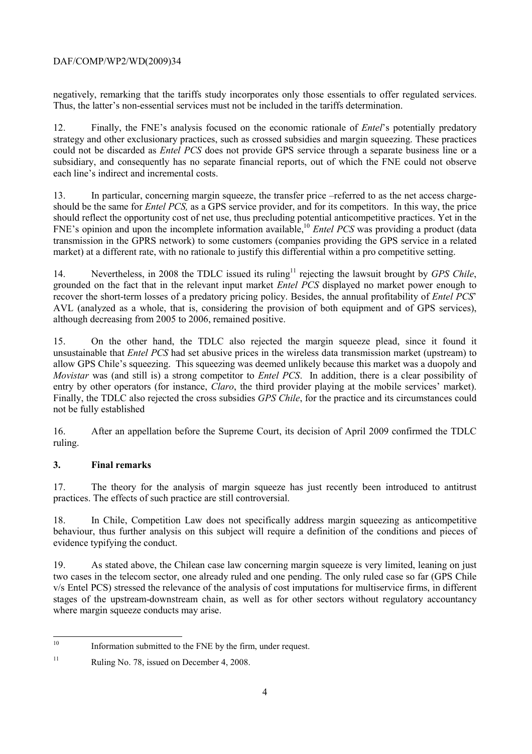negatively, remarking that the tariffs study incorporates only those essentials to offer regulated services. Thus, the latter's non-essential services must not be included in the tariffs determination.

12. Finally, the FNE's analysis focused on the economic rationale of *Entel*'s potentially predatory strategy and other exclusionary practices, such as crossed subsidies and margin squeezing. These practices could not be discarded as *Entel PCS* does not provide GPS service through a separate business line or a subsidiary, and consequently has no separate financial reports, out of which the FNE could not observe each line's indirect and incremental costs.

13. In particular, concerning margin squeeze, the transfer price –referred to as the net access charge- should be the same for *Entel PCS,* as a GPS service provider, and for its competitors. In this way, the price should reflect the opportunity cost of net use, thus precluding potential anticompetitive practices. Yet in the FNE's opinion and upon the incomplete information available,[10] *Entel PCS* was providing a product (data transmission in the GPRS network) to some customers (companies providing the GPS service in a related market) at a different rate, with no rationale to justify this differential within a pro competitive setting.

14. Nevertheless, in 2008 the TDLC issued its ruling[11] rejecting the lawsuit brought by *GPS Chile*, grounded on the fact that in the relevant input market *Entel PCS* displayed no market power enough to recover the short-term losses of a predatory pricing policy. Besides, the annual profitability of *Entel PCS*' AVL (analyzed as a whole, that is, considering the provision of both equipment and of GPS services), although decreasing from 2005 to 2006, remained positive.

15. On the other hand, the TDLC also rejected the margin squeeze plead, since it found it unsustainable that *Entel PCS* had set abusive prices in the wireless data transmission market (upstream) to allow GPS Chile's squeezing. This squeezing was deemed unlikely because this market was a duopoly and *Movistar* was (and still is) a strong competitor to *Entel PCS*. In addition, there is a clear possibility of entry by other operators (for instance, *Claro*, the third provider playing at the mobile services' market). Finally, the TDLC also rejected the cross subsidies *GPS Chile*, for the practice and its circumstances could not be fully established

16. After an appellation before the Supreme Court, its decision of April 2009 confirmed the TDLC ruling.

## 3. Final remarks

17. The theory for the analysis of margin squeeze has just recently been introduced to antitrust practices. The effects of such practice are still controversial.

18. In Chile, Competition Law does not specifically address margin squeezing as anticompetitive behaviour, thus further analysis on this subject will require a definition of the conditions and pieces of evidence typifying the conduct.

19. As stated above, the Chilean case law concerning margin squeeze is very limited, leaning on just two cases in the telecom sector, one already ruled and one pending. The only ruled case so far (GPS Chile v/s Entel PCS) stressed the relevance of the analysis of cost imputations for multiservice firms, in different stages of the upstream-downstream chain, as well as for other sectors without regulatory accountancy where margin squeeze conducts may arise.

---

[10] Information submitted to the FNE by the firm, under request.

[11] Ruling No. 78, issued on December 4, 2008.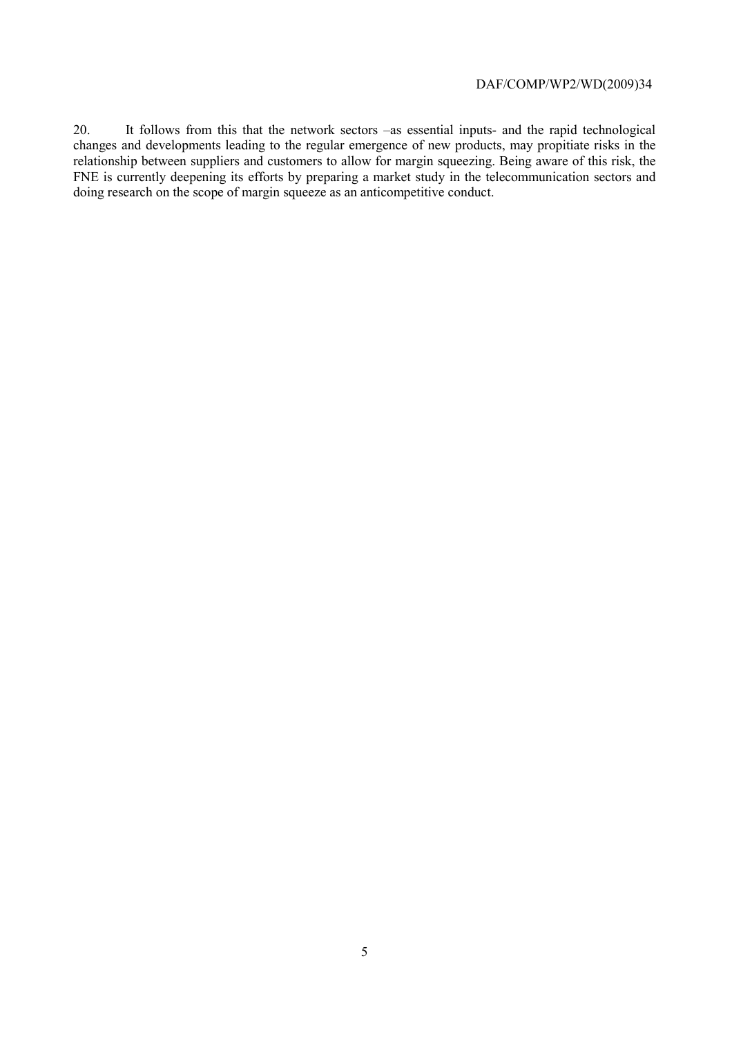20. It follows from this that the network sectors –as essential inputs- and the rapid technological changes and developments leading to the regular emergence of new products, may propitiate risks in the relationship between suppliers and customers to allow for margin squeezing. Being aware of this risk, the FNE is currently deepening its efforts by preparing a market study in the telecommunication sectors and doing research on the scope of margin squeeze as an anticompetitive conduct.